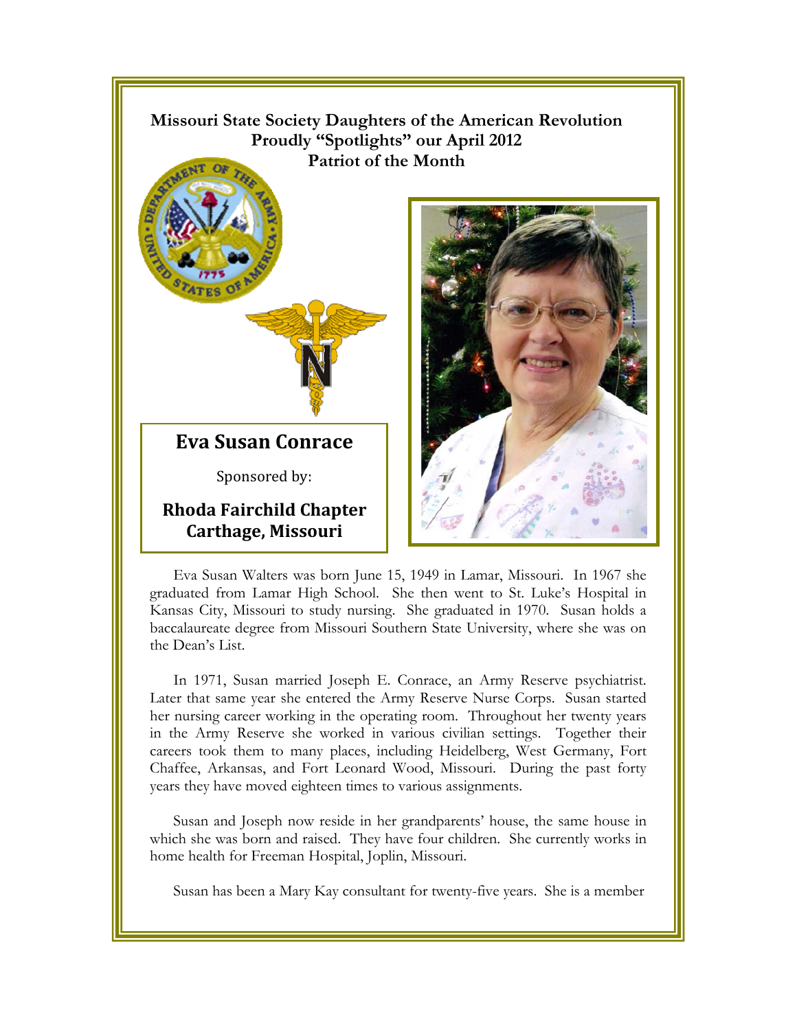**Missouri State Society Daughters of the American Revolution**
**Proudly "Spotlights" our April 2012**
**Patriot of the Month**

## Eva Susan Conrace

Sponsored by:

**Rhoda Fairchild Chapter**
**Carthage, Missouri**

Eva Susan Walters was born June 15, 1949 in Lamar, Missouri. In 1967 she graduated from Lamar High School. She then went to St. Luke's Hospital in Kansas City, Missouri to study nursing. She graduated in 1970. Susan holds a baccalaureate degree from Missouri Southern State University, where she was on the Dean's List.

In 1971, Susan married Joseph E. Conrace, an Army Reserve psychiatrist. Later that same year she entered the Army Reserve Nurse Corps. Susan started her nursing career working in the operating room. Throughout her twenty years in the Army Reserve she worked in various civilian settings. Together their careers took them to many places, including Heidelberg, West Germany, Fort Chaffee, Arkansas, and Fort Leonard Wood, Missouri. During the past forty years they have moved eighteen times to various assignments.

Susan and Joseph now reside in her grandparents' house, the same house in which she was born and raised. They have four children. She currently works in home health for Freeman Hospital, Joplin, Missouri.

Susan has been a Mary Kay consultant for twenty-five years. She is a member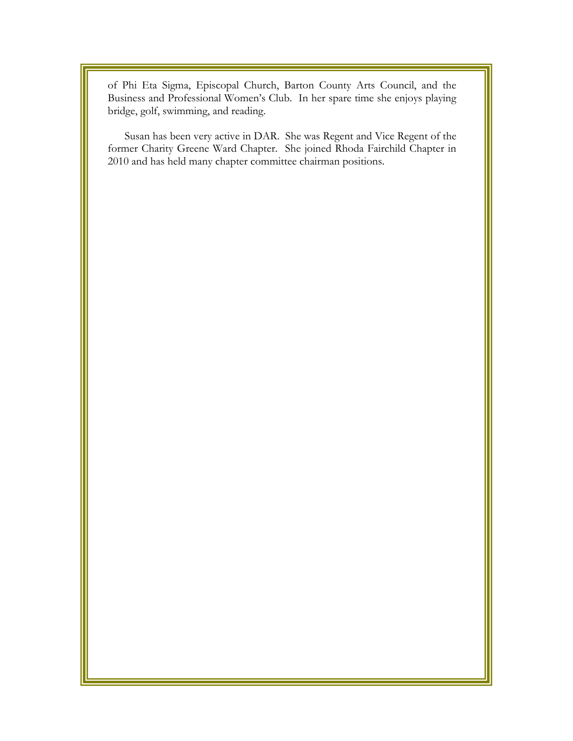of Phi Eta Sigma, Episcopal Church, Barton County Arts Council, and the Business and Professional Women's Club. In her spare time she enjoys playing bridge, golf, swimming, and reading.

Susan has been very active in DAR. She was Regent and Vice Regent of the former Charity Greene Ward Chapter. She joined Rhoda Fairchild Chapter in 2010 and has held many chapter committee chairman positions.